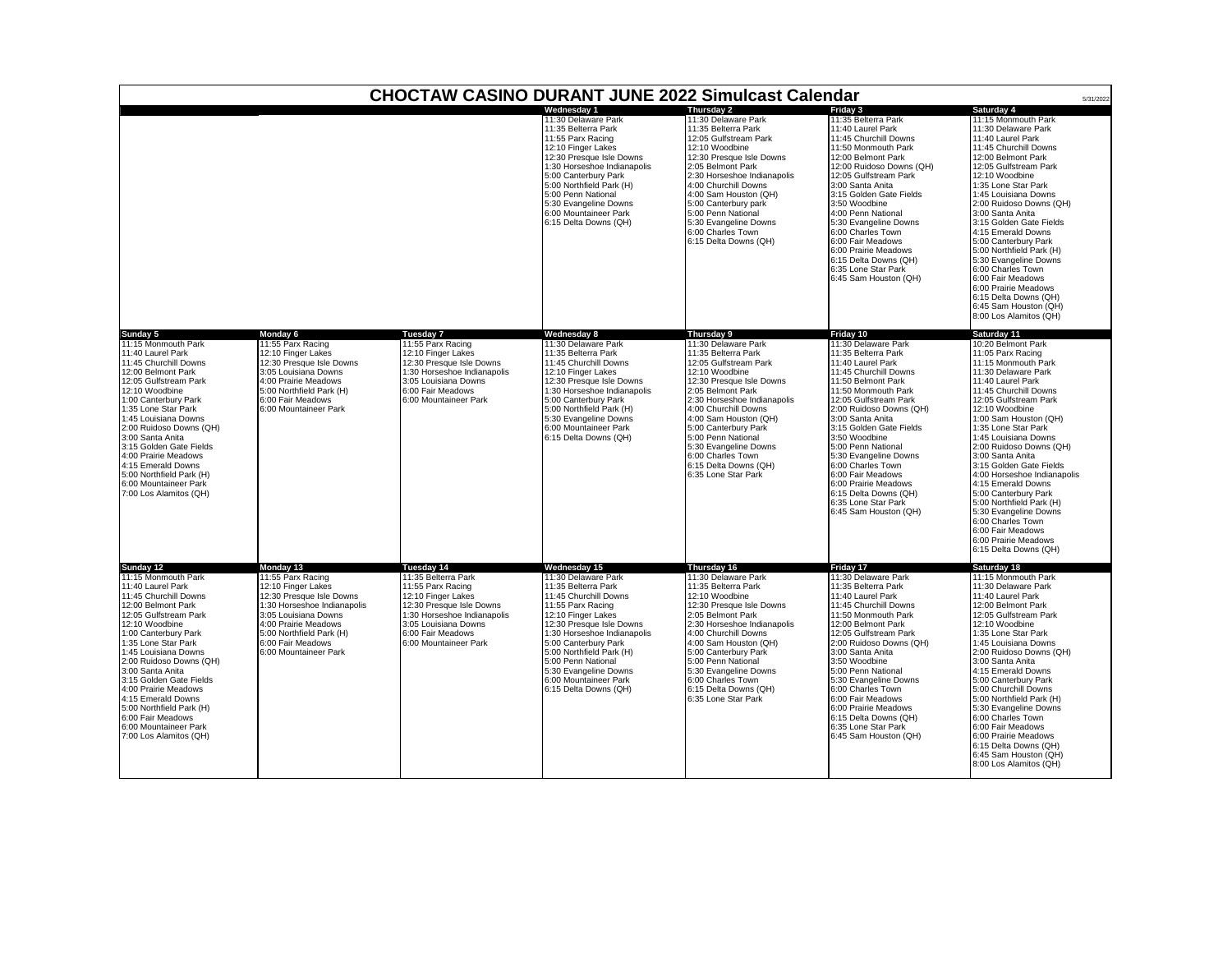# CHOCTAW CASINO DURANT JUNE 2022 Simulcast Calendar

5/31/2022

| Sunday | Monday | Tuesday | Wednesday | Thursday | Friday | Saturday |
|---|---|---|---|---|---|---|
| | | | **Wednesday 1**<br>11:30 Delaware Park<br>11:35 Belterra Park<br>11:55 Parx Racing<br>12:10 Finger Lakes<br>12:30 Presque Isle Downs<br>1:30 Horseshoe Indianapolis<br>5:00 Canterbury Park<br>5:00 Northfield Park (H)<br>5:00 Penn National<br>5:30 Evangeline Downs<br>6:00 Mountaineer Park<br>6:15 Delta Downs (QH) | **Thursday 2**<br>11:30 Delaware Park<br>11:35 Belterra Park<br>12:05 Gulfstream Park<br>12:10 Woodbine<br>12:30 Presque Isle Downs<br>2:05 Belmont Park<br>2:30 Horseshoe Indianapolis<br>4:00 Churchill Downs<br>4:00 Sam Houston (QH)<br>5:00 Canterbury park<br>5:00 Penn National<br>5:30 Evangeline Downs<br>6:00 Charles Town<br>6:15 Delta Downs (QH) | **Friday 3**<br>11:35 Belterra Park<br>11:40 Laurel Park<br>11:45 Churchill Downs<br>11:50 Monmouth Park<br>12:00 Belmont Park<br>12:00 Ruidoso Downs (QH)<br>12:05 Gulfstream Park<br>3:00 Santa Anita<br>3:15 Golden Gate Fields<br>3:50 Woodbine<br>4:00 Penn National<br>5:30 Evangeline Downs<br>6:00 Charles Town<br>6:00 Fair Meadows<br>6:00 Prairie Meadows<br>6:15 Delta Downs (QH)<br>6:35 Lone Star Park<br>6:45 Sam Houston (QH) | **Saturday 4**<br>11:15 Monmouth Park<br>11:30 Delaware Park<br>11:40 Laurel Park<br>11:45 Churchill Downs<br>12:00 Belmont Park<br>12:05 Gulfstream Park<br>12:10 Woodbine<br>1:35 Lone Star Park<br>1:45 Louisiana Downs<br>2:00 Ruidoso Downs (QH)<br>3:00 Santa Anita<br>3:15 Golden Gate Fields<br>4:15 Emerald Downs<br>5:00 Canterbury Park<br>5:00 Northfield Park (H)<br>5:30 Evangeline Downs<br>6:00 Charles Town<br>6:00 Fair Meadows<br>6:00 Prairie Meadows<br>6:15 Delta Downs (QH)<br>6:45 Sam Houston (QH)<br>8:00 Los Alamitos (QH) |
| **Sunday 5**<br>11:15 Monmouth Park<br>11:40 Laurel Park<br>11:45 Churchill Downs<br>12:00 Belmont Park<br>12:05 Gulfstream Park<br>12:10 Woodbine<br>1:00 Canterbury Park<br>1:35 Lone Star Park<br>1:45 Louisiana Downs<br>2:00 Ruidoso Downs (QH)<br>3:00 Santa Anita<br>3:15 Golden Gate Fields<br>4:00 Prairie Meadows<br>4:15 Emerald Downs<br>5:00 Northfield Park (H)<br>6:00 Mountaineer Park<br>7:00 Los Alamitos (QH) | **Monday 6**<br>11:55 Parx Racing<br>12:10 Finger Lakes<br>12:30 Presque Isle Downs<br>3:05 Louisiana Downs<br>4:00 Prairie Meadows<br>5:00 Northfield Park (H)<br>6:00 Fair Meadows<br>6:00 Mountaineer Park | **Tuesday 7**<br>11:55 Parx Racing<br>12:10 Finger Lakes<br>12:30 Presque Isle Downs<br>1:30 Horseshoe Indianapolis<br>3:05 Louisiana Downs<br>6:00 Fair Meadows<br>6:00 Mountaineer Park | **Wednesday 8**<br>11:30 Delaware Park<br>11:35 Belterra Park<br>11:45 Churchill Downs<br>12:10 Finger Lakes<br>12:30 Presque Isle Downs<br>1:30 Horseshoe Indianapolis<br>5:00 Canterbury Park<br>5:00 Northfield Park (H)<br>5:30 Evangeline Downs<br>6:00 Mountaineer Park<br>6:15 Delta Downs (QH) | **Thursday 9**<br>11:30 Delaware Park<br>11:35 Belterra Park<br>12:05 Gulfstream Park<br>12:10 Woodbine<br>12:30 Presque Isle Downs<br>2:05 Belmont Park<br>2:30 Horseshoe Indianapolis<br>4:00 Churchill Downs<br>4:00 Sam Houston (QH)<br>5:00 Canterbury Park<br>5:00 Penn National<br>5:30 Evangeline Downs<br>6:00 Charles Town<br>6:15 Delta Downs (QH)<br>6:35 Lone Star Park | **Friday 10**<br>11:30 Delaware Park<br>11:35 Belterra Park<br>11:40 Laurel Park<br>11:45 Churchill Downs<br>11:50 Belmont Park<br>11:50 Monmouth Park<br>12:05 Gulfstream Park<br>2:00 Ruidoso Downs (QH)<br>3:00 Santa Anita<br>3:15 Golden Gate Fields<br>3:50 Woodbine<br>5:00 Penn National<br>5:30 Evangeline Downs<br>6:00 Charles Town<br>6:00 Fair Meadows<br>6:00 Prairie Meadows<br>6:15 Delta Downs (QH)<br>6:35 Lone Star Park<br>6:45 Sam Houston (QH) | **Saturday 11**<br>10:20 Belmont Park<br>11:05 Parx Racing<br>11:15 Monmouth Park<br>11:30 Delaware Park<br>11:40 Laurel Park<br>11:45 Churchill Downs<br>12:05 Gulfstream Park<br>12:10 Woodbine<br>1:00 Sam Houston (QH)<br>1:35 Lone Star Park<br>1:45 Louisiana Downs<br>2:00 Ruidoso Downs (QH)<br>3:00 Santa Anita<br>3:15 Golden Gate Fields<br>4:00 Horseshoe Indianapolis<br>4:15 Emerald Downs<br>5:00 Canterbury Park<br>5:00 Northfield Park (H)<br>5:30 Evangeline Downs<br>6:00 Charles Town<br>6:00 Fair Meadows<br>6:00 Prairie Meadows<br>6:15 Delta Downs (QH) |
| **Sunday 12**<br>11:15 Monmouth Park<br>11:40 Laurel Park<br>11:45 Churchill Downs<br>12:00 Belmont Park<br>12:05 Gulfstream Park<br>12:10 Woodbine<br>1:00 Canterbury Park<br>1:35 Lone Star Park<br>1:45 Louisiana Downs<br>2:00 Ruidoso Downs (QH)<br>3:00 Santa Anita<br>3:15 Golden Gate Fields<br>4:00 Prairie Meadows<br>4:15 Emerald Downs<br>5:00 Northfield Park (H)<br>6:00 Fair Meadows<br>6:00 Mountaineer Park<br>7:00 Los Alamitos (QH) | **Monday 13**<br>11:55 Parx Racing<br>12:10 Finger Lakes<br>12:30 Presque Isle Downs<br>1:30 Horseshoe Indianapolis<br>3:05 Louisiana Downs<br>4:00 Prairie Meadows<br>5:00 Northfield Park (H)<br>6:00 Fair Meadows<br>6:00 Mountaineer Park | **Tuesday 14**<br>11:35 Belterra Park<br>11:55 Parx Racing<br>12:10 Finger Lakes<br>12:30 Presque Isle Downs<br>1:30 Horseshoe Indianapolis<br>3:05 Louisiana Downs<br>6:00 Fair Meadows<br>6:00 Mountaineer Park | **Wednesday 15**<br>11:30 Delaware Park<br>11:35 Belterra Park<br>11:45 Churchill Downs<br>11:55 Parx Racing<br>12:10 Finger Lakes<br>12:30 Presque Isle Downs<br>1:30 Horseshoe Indianapolis<br>5:00 Canterbury Park<br>5:00 Northfield Park (H)<br>5:00 Penn National<br>5:30 Evangeline Downs<br>6:00 Mountaineer Park<br>6:15 Delta Downs (QH) | **Thursday 16**<br>11:30 Delaware Park<br>11:35 Belterra Park<br>12:10 Woodbine<br>12:30 Presque Isle Downs<br>2:05 Belmont Park<br>2:30 Horseshoe Indianapolis<br>4:00 Churchill Downs<br>4:00 Sam Houston (QH)<br>5:00 Canterbury Park<br>5:00 Penn National<br>5:30 Evangeline Downs<br>6:00 Charles Town<br>6:15 Delta Downs (QH)<br>6:35 Lone Star Park | **Friday 17**<br>11:30 Delaware Park<br>11:35 Belterra Park<br>11:40 Laurel Park<br>11:45 Churchill Downs<br>11:50 Monmouth Park<br>12:00 Belmont Park<br>12:05 Gulfstream Park<br>2:00 Ruidoso Downs (QH)<br>3:00 Santa Anita<br>3:50 Woodbine<br>5:00 Penn National<br>5:30 Evangeline Downs<br>6:00 Charles Town<br>6:00 Fair Meadows<br>6:00 Prairie Meadows<br>6:15 Delta Downs (QH)<br>6:35 Lone Star Park<br>6:45 Sam Houston (QH) | **Saturday 18**<br>11:15 Monmouth Park<br>11:30 Delaware Park<br>11:40 Laurel Park<br>12:00 Belmont Park<br>12:05 Gulfstream Park<br>12:10 Woodbine<br>1:35 Lone Star Park<br>1:45 Louisiana Downs<br>2:00 Ruidoso Downs (QH)<br>3:00 Santa Anita<br>4:15 Emerald Downs<br>5:00 Canterbury Park<br>5:00 Churchill Downs<br>5:00 Northfield Park (H)<br>5:30 Evangeline Downs<br>6:00 Charles Town<br>6:00 Fair Meadows<br>6:00 Prairie Meadows<br>6:15 Delta Downs (QH)<br>6:45 Sam Houston (QH)<br>8:00 Los Alamitos (QH) |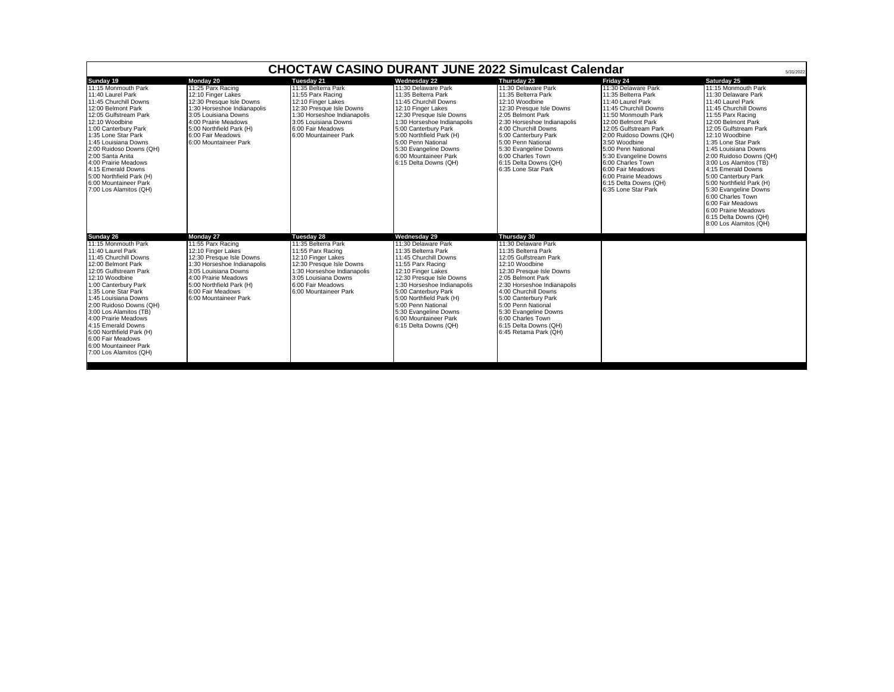# CHOCTAW CASINO DURANT JUNE 2022 Simulcast Calendar

5/31/2022

| Sunday 19 | Monday 20 | Tuesday 21 | Wednesday 22 | Thursday 23 | Friday 24 | Saturday 25 |
|---|---|---|---|---|---|---|
| 11:15 Monmouth Park<br>11:40 Laurel Park<br>11:45 Churchill Downs<br>12:00 Belmont Park<br>12:05 Gulfstream Park<br>12:10 Woodbine<br>1:00 Canterbury Park<br>1:35 Lone Star Park<br>1:45 Louisiana Downs<br>2:00 Ruidoso Downs (QH)<br>2:00 Santa Anita<br>4:00 Prairie Meadows<br>4:15 Emerald Downs<br>5:00 Northfield Park (H)<br>6:00 Mountaineer Park<br>7:00 Los Alamitos (QH) | 11:25 Parx Racing<br>12:10 Finger Lakes<br>12:30 Presque Isle Downs<br>1:30 Horseshoe Indianapolis<br>3:05 Louisiana Downs<br>4:00 Prairie Meadows<br>5:00 Northfield Park (H)<br>6:00 Fair Meadows<br>6:00 Mountaineer Park | 11:35 Belterra Park<br>11:55 Parx Racing<br>12:10 Finger Lakes<br>12:30 Presque Isle Downs<br>1:30 Horseshoe Indianapolis<br>3:05 Louisiana Downs<br>6:00 Fair Meadows<br>6:00 Mountaineer Park | 11:30 Delaware Park<br>11:35 Belterra Park<br>11:45 Churchill Downs<br>12:10 Finger Lakes<br>12:30 Presque Isle Downs<br>1:30 Horseshoe Indianapolis<br>5:00 Canterbury Park<br>5:00 Northfield Park (H)<br>5:00 Penn National<br>5:30 Evangeline Downs<br>6:00 Mountaineer Park<br>6:15 Delta Downs (QH) | 11:30 Delaware Park<br>11:35 Belterra Park<br>12:10 Woodbine<br>12:30 Presque Isle Downs<br>2:05 Belmont Park<br>2:30 Horseshoe Indianapolis<br>4:00 Churchill Downs<br>5:00 Canterbury Park<br>5:00 Penn National<br>5:30 Evangeline Downs<br>6:00 Charles Town<br>6:15 Delta Downs (QH)<br>6:35 Lone Star Park | 11:30 Delaware Park<br>11:35 Belterra Park<br>11:40 Laurel Park<br>11:45 Churchill Downs<br>11:50 Monmouth Park<br>12:00 Belmont Park<br>12:05 Gulfstream Park<br>2:00 Ruidoso Downs (QH)<br>3:50 Woodbine<br>5:00 Penn National<br>5:30 Evangeline Downs<br>6:00 Charles Town<br>6:00 Fair Meadows<br>6:00 Prairie Meadows<br>6:15 Delta Downs (QH)<br>6:35 Lone Star Park | 11:15 Monmouth Park<br>11:30 Delaware Park<br>11:40 Laurel Park<br>11:45 Churchill Downs<br>11:55 Parx Racing<br>12:00 Belmont Park<br>12:05 Gulfstream Park<br>12:10 Woodbine<br>1:35 Lone Star Park<br>1:45 Louisiana Downs<br>2:00 Ruidoso Downs (QH)<br>3:00 Los Alamitos (TB)<br>4:15 Emerald Downs<br>5:00 Canterbury Park<br>5:00 Northfield Park (H)<br>5:30 Evangeline Downs<br>6:00 Charles Town<br>6:00 Fair Meadows<br>6:00 Prairie Meadows<br>6:15 Delta Downs (QH)<br>8:00 Los Alamitos (QH) |
| **Sunday 26** | **Monday 27** | **Tuesday 28** | **Wednesday 29** | **Thursday 30** | | |
| 11:15 Monmouth Park<br>11:40 Laurel Park<br>11:45 Churchill Downs<br>12:00 Belmont Park<br>12:05 Gulfstream Park<br>12:10 Woodbine<br>1:00 Canterbury Park<br>1:35 Lone Star Park<br>1:45 Louisiana Downs<br>2:00 Ruidoso Downs (QH)<br>3:00 Los Alamitos (TB)<br>4:00 Prairie Meadows<br>4:15 Emerald Downs<br>5:00 Northfield Park (H)<br>6:00 Fair Meadows<br>6:00 Mountaineer Park<br>7:00 Los Alamitos (QH) | 11:55 Parx Racing<br>12:10 Finger Lakes<br>12:30 Presque Isle Downs<br>1:30 Horseshoe Indianapolis<br>3:05 Louisiana Downs<br>4:00 Prairie Meadows<br>5:00 Northfield Park (H)<br>6:00 Fair Meadows<br>6:00 Mountaineer Park | 11:35 Belterra Park<br>11:55 Parx Racing<br>12:10 Finger Lakes<br>12:30 Presque Isle Downs<br>1:30 Horseshoe Indianapolis<br>3:05 Louisiana Downs<br>6:00 Fair Meadows<br>6:00 Mountaineer Park | 11:30 Delaware Park<br>11:35 Belterra Park<br>11:45 Churchill Downs<br>11:55 Parx Racing<br>12:10 Finger Lakes<br>12:30 Presque Isle Downs<br>1:30 Horseshoe Indianapolis<br>5:00 Canterbury Park<br>5:00 Northfield Park (H)<br>5:00 Penn National<br>5:30 Evangeline Downs<br>6:00 Mountaineer Park<br>6:15 Delta Downs (QH) | 11:30 Delaware Park<br>11:35 Belterra Park<br>12:05 Gulfstream Park<br>12:10 Woodbine<br>12:30 Presque Isle Downs<br>2:05 Belmont Park<br>2:30 Horseshoe Indianapolis<br>4:00 Churchill Downs<br>5:00 Canterbury Park<br>5:00 Penn National<br>5:30 Evangeline Downs<br>6:00 Charles Town<br>6:15 Delta Downs (QH)<br>6:45 Retama Park (QH) | | |